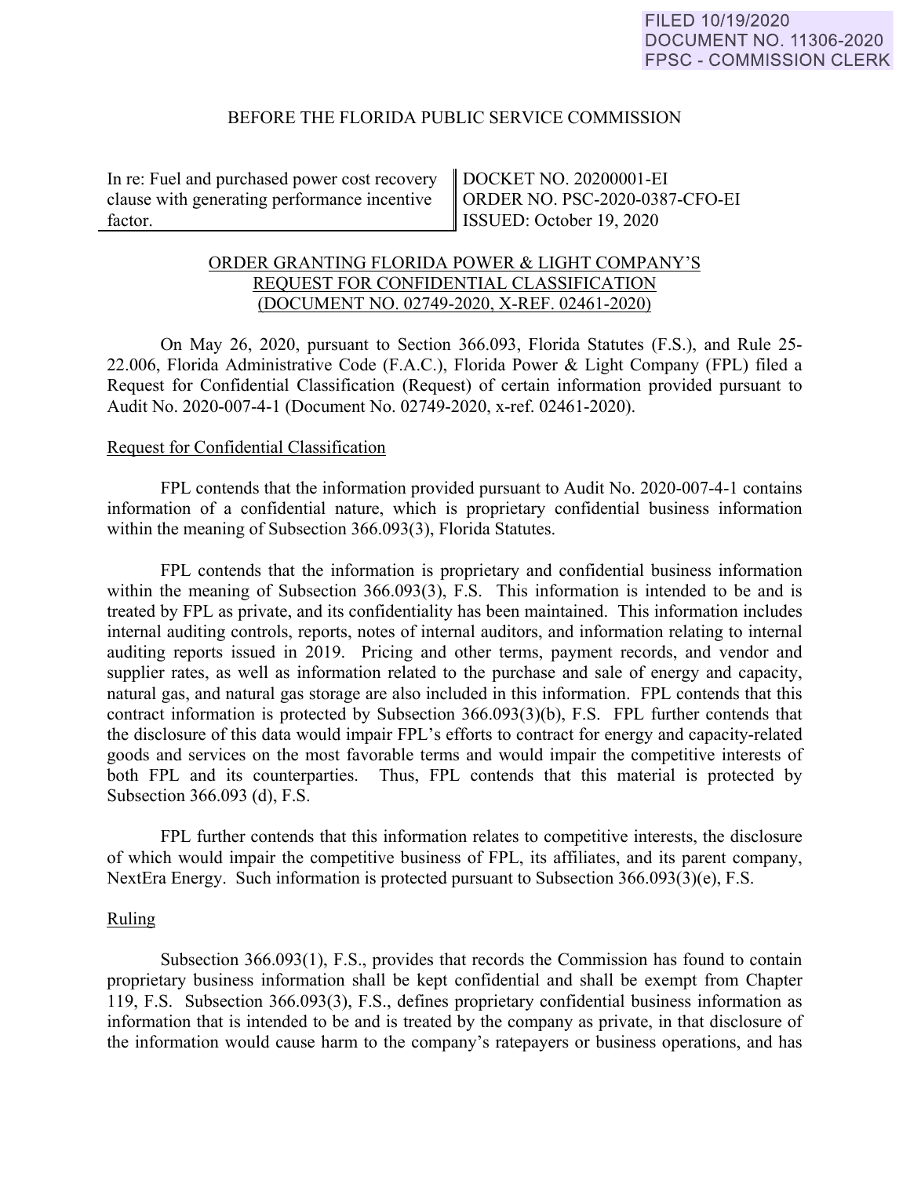FILED 10/19/2020
DOCUMENT NO. 11306-2020
FPSC - COMMISSION CLERK

BEFORE THE FLORIDA PUBLIC SERVICE COMMISSION

| In re: Fuel and purchased power cost recovery clause with generating performance incentive factor. | DOCKET NO. 20200001-EI<br>ORDER NO. PSC-2020-0387-CFO-EI<br>ISSUED: October 19, 2020 |
|---|---|

ORDER GRANTING FLORIDA POWER & LIGHT COMPANY'S REQUEST FOR CONFIDENTIAL CLASSIFICATION (DOCUMENT NO. 02749-2020, X-REF. 02461-2020)

On May 26, 2020, pursuant to Section 366.093, Florida Statutes (F.S.), and Rule 25-22.006, Florida Administrative Code (F.A.C.), Florida Power & Light Company (FPL) filed a Request for Confidential Classification (Request) of certain information provided pursuant to Audit No. 2020-007-4-1 (Document No. 02749-2020, x-ref. 02461-2020).

Request for Confidential Classification

FPL contends that the information provided pursuant to Audit No. 2020-007-4-1 contains information of a confidential nature, which is proprietary confidential business information within the meaning of Subsection 366.093(3), Florida Statutes.

FPL contends that the information is proprietary and confidential business information within the meaning of Subsection 366.093(3), F.S. This information is intended to be and is treated by FPL as private, and its confidentiality has been maintained. This information includes internal auditing controls, reports, notes of internal auditors, and information relating to internal auditing reports issued in 2019. Pricing and other terms, payment records, and vendor and supplier rates, as well as information related to the purchase and sale of energy and capacity, natural gas, and natural gas storage are also included in this information. FPL contends that this contract information is protected by Subsection 366.093(3)(b), F.S. FPL further contends that the disclosure of this data would impair FPL's efforts to contract for energy and capacity-related goods and services on the most favorable terms and would impair the competitive interests of both FPL and its counterparties. Thus, FPL contends that this material is protected by Subsection 366.093 (d), F.S.

FPL further contends that this information relates to competitive interests, the disclosure of which would impair the competitive business of FPL, its affiliates, and its parent company, NextEra Energy. Such information is protected pursuant to Subsection 366.093(3)(e), F.S.

Ruling

Subsection 366.093(1), F.S., provides that records the Commission has found to contain proprietary business information shall be kept confidential and shall be exempt from Chapter 119, F.S. Subsection 366.093(3), F.S., defines proprietary confidential business information as information that is intended to be and is treated by the company as private, in that disclosure of the information would cause harm to the company's ratepayers or business operations, and has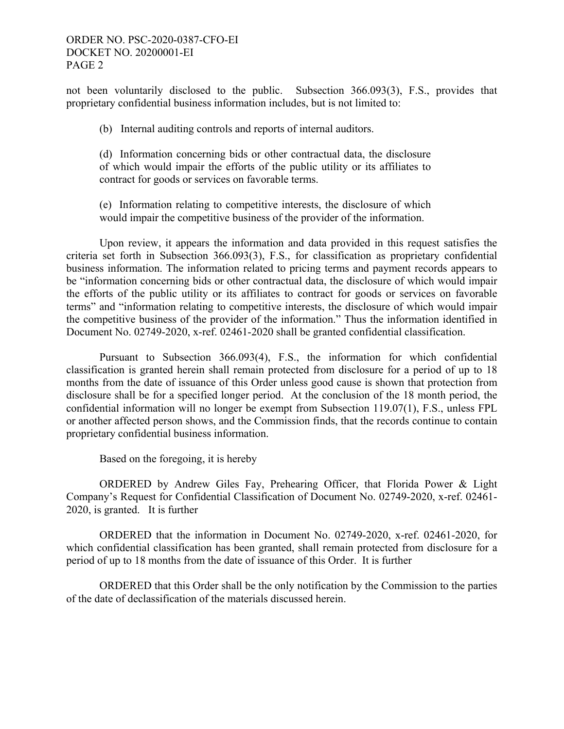not been voluntarily disclosed to the public. Subsection 366.093(3), F.S., provides that proprietary confidential business information includes, but is not limited to:

> (b) Internal auditing controls and reports of internal auditors.
>
> (d) Information concerning bids or other contractual data, the disclosure of which would impair the efforts of the public utility or its affiliates to contract for goods or services on favorable terms.
>
> (e) Information relating to competitive interests, the disclosure of which would impair the competitive business of the provider of the information.

Upon review, it appears the information and data provided in this request satisfies the criteria set forth in Subsection 366.093(3), F.S., for classification as proprietary confidential business information. The information related to pricing terms and payment records appears to be "information concerning bids or other contractual data, the disclosure of which would impair the efforts of the public utility or its affiliates to contract for goods or services on favorable terms" and "information relating to competitive interests, the disclosure of which would impair the competitive business of the provider of the information." Thus the information identified in Document No. 02749-2020, x-ref. 02461-2020 shall be granted confidential classification.

Pursuant to Subsection 366.093(4), F.S., the information for which confidential classification is granted herein shall remain protected from disclosure for a period of up to 18 months from the date of issuance of this Order unless good cause is shown that protection from disclosure shall be for a specified longer period. At the conclusion of the 18 month period, the confidential information will no longer be exempt from Subsection 119.07(1), F.S., unless FPL or another affected person shows, and the Commission finds, that the records continue to contain proprietary confidential business information.

Based on the foregoing, it is hereby

ORDERED by Andrew Giles Fay, Prehearing Officer, that Florida Power & Light Company's Request for Confidential Classification of Document No. 02749-2020, x-ref. 02461-2020, is granted. It is further

ORDERED that the information in Document No. 02749-2020, x-ref. 02461-2020, for which confidential classification has been granted, shall remain protected from disclosure for a period of up to 18 months from the date of issuance of this Order. It is further

ORDERED that this Order shall be the only notification by the Commission to the parties of the date of declassification of the materials discussed herein.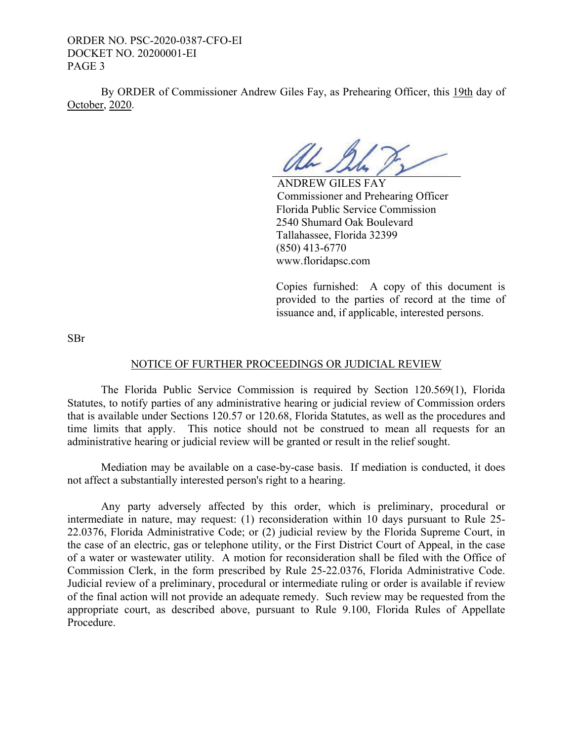By ORDER of Commissioner Andrew Giles Fay, as Prehearing Officer, this 19th day of October, 2020.

ANDREW GILES FAY
Commissioner and Prehearing Officer
Florida Public Service Commission
2540 Shumard Oak Boulevard
Tallahassee, Florida 32399
(850) 413-6770
www.floridapsc.com

Copies furnished: A copy of this document is provided to the parties of record at the time of issuance and, if applicable, interested persons.

SBr

## NOTICE OF FURTHER PROCEEDINGS OR JUDICIAL REVIEW

The Florida Public Service Commission is required by Section 120.569(1), Florida Statutes, to notify parties of any administrative hearing or judicial review of Commission orders that is available under Sections 120.57 or 120.68, Florida Statutes, as well as the procedures and time limits that apply. This notice should not be construed to mean all requests for an administrative hearing or judicial review will be granted or result in the relief sought.

Mediation may be available on a case-by-case basis. If mediation is conducted, it does not affect a substantially interested person's right to a hearing.

Any party adversely affected by this order, which is preliminary, procedural or intermediate in nature, may request: (1) reconsideration within 10 days pursuant to Rule 25-22.0376, Florida Administrative Code; or (2) judicial review by the Florida Supreme Court, in the case of an electric, gas or telephone utility, or the First District Court of Appeal, in the case of a water or wastewater utility. A motion for reconsideration shall be filed with the Office of Commission Clerk, in the form prescribed by Rule 25-22.0376, Florida Administrative Code. Judicial review of a preliminary, procedural or intermediate ruling or order is available if review of the final action will not provide an adequate remedy. Such review may be requested from the appropriate court, as described above, pursuant to Rule 9.100, Florida Rules of Appellate Procedure.